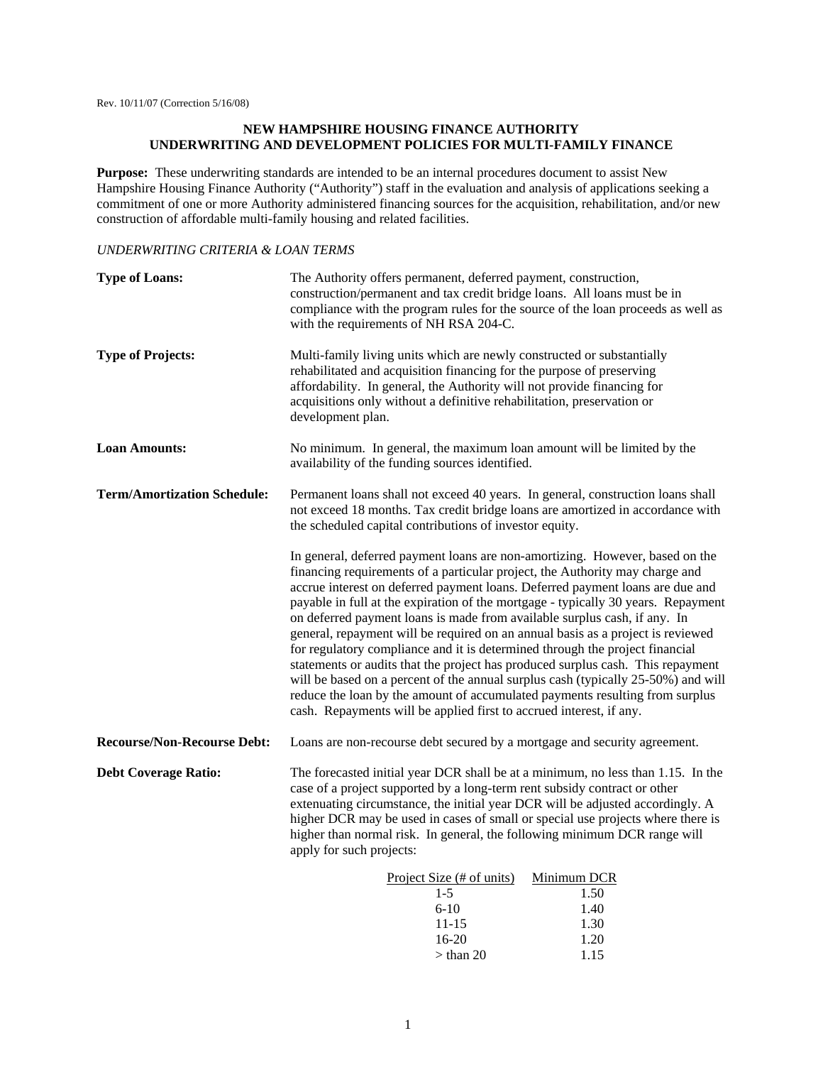Rev. 10/11/07 (Correction 5/16/08)

# NEW HAMPSHIRE HOUSING FINANCE AUTHORITY
## UNDERWRITING AND DEVELOPMENT POLICIES FOR MULTI-FAMILY FINANCE

**Purpose:** These underwriting standards are intended to be an internal procedures document to assist New Hampshire Housing Finance Authority ("Authority") staff in the evaluation and analysis of applications seeking a commitment of one or more Authority administered financing sources for the acquisition, rehabilitation, and/or new construction of affordable multi-family housing and related facilities.

*UNDERWRITING CRITERIA & LOAN TERMS*

**Type of Loans:** The Authority offers permanent, deferred payment, construction, construction/permanent and tax credit bridge loans. All loans must be in compliance with the program rules for the source of the loan proceeds as well as with the requirements of NH RSA 204-C.

**Type of Projects:** Multi-family living units which are newly constructed or substantially rehabilitated and acquisition financing for the purpose of preserving affordability. In general, the Authority will not provide financing for acquisitions only without a definitive rehabilitation, preservation or development plan.

**Loan Amounts:** No minimum. In general, the maximum loan amount will be limited by the availability of the funding sources identified.

**Term/Amortization Schedule:** Permanent loans shall not exceed 40 years. In general, construction loans shall not exceed 18 months. Tax credit bridge loans are amortized in accordance with the scheduled capital contributions of investor equity.

In general, deferred payment loans are non-amortizing. However, based on the financing requirements of a particular project, the Authority may charge and accrue interest on deferred payment loans. Deferred payment loans are due and payable in full at the expiration of the mortgage - typically 30 years. Repayment on deferred payment loans is made from available surplus cash, if any. In general, repayment will be required on an annual basis as a project is reviewed for regulatory compliance and it is determined through the project financial statements or audits that the project has produced surplus cash. This repayment will be based on a percent of the annual surplus cash (typically 25-50%) and will reduce the loan by the amount of accumulated payments resulting from surplus cash. Repayments will be applied first to accrued interest, if any.

**Recourse/Non-Recourse Debt:** Loans are non-recourse debt secured by a mortgage and security agreement.

**Debt Coverage Ratio:** The forecasted initial year DCR shall be at a minimum, no less than 1.15. In the case of a project supported by a long-term rent subsidy contract or other extenuating circumstance, the initial year DCR will be adjusted accordingly. A higher DCR may be used in cases of small or special use projects where there is higher than normal risk. In general, the following minimum DCR range will apply for such projects:

| Project Size (# of units) | Minimum DCR |
|---|---|
| 1-5 | 1.50 |
| 6-10 | 1.40 |
| 11-15 | 1.30 |
| 16-20 | 1.20 |
| > than 20 | 1.15 |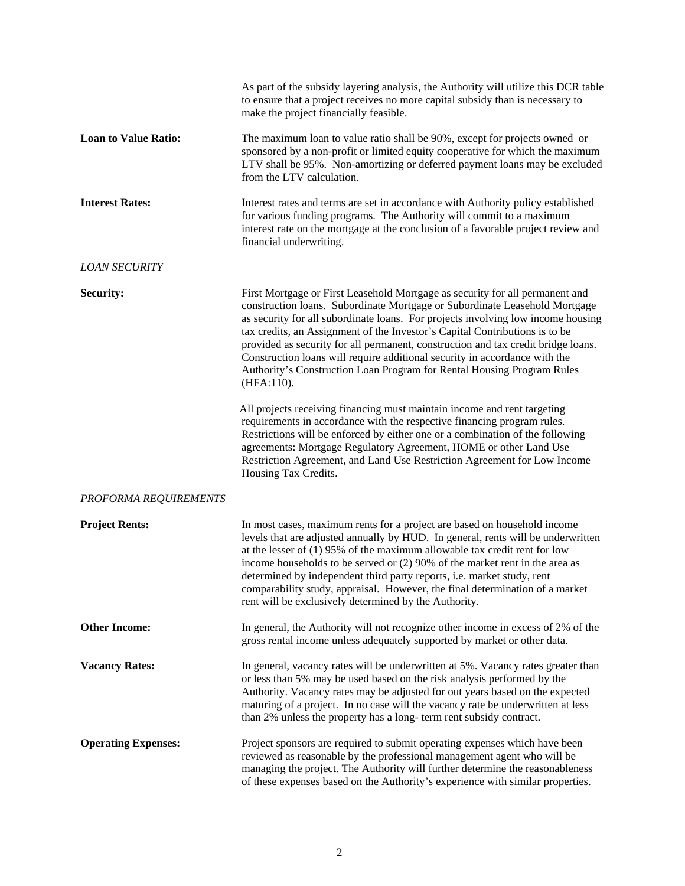As part of the subsidy layering analysis, the Authority will utilize this DCR table to ensure that a project receives no more capital subsidy than is necessary to make the project financially feasible.

**Loan to Value Ratio:** The maximum loan to value ratio shall be 90%, except for projects owned or sponsored by a non-profit or limited equity cooperative for which the maximum LTV shall be 95%. Non-amortizing or deferred payment loans may be excluded from the LTV calculation.

**Interest Rates:** Interest rates and terms are set in accordance with Authority policy established for various funding programs. The Authority will commit to a maximum interest rate on the mortgage at the conclusion of a favorable project review and financial underwriting.

*LOAN SECURITY*

**Security:** First Mortgage or First Leasehold Mortgage as security for all permanent and construction loans. Subordinate Mortgage or Subordinate Leasehold Mortgage as security for all subordinate loans. For projects involving low income housing tax credits, an Assignment of the Investor's Capital Contributions is to be provided as security for all permanent, construction and tax credit bridge loans. Construction loans will require additional security in accordance with the Authority's Construction Loan Program for Rental Housing Program Rules (HFA:110).

All projects receiving financing must maintain income and rent targeting requirements in accordance with the respective financing program rules. Restrictions will be enforced by either one or a combination of the following agreements: Mortgage Regulatory Agreement, HOME or other Land Use Restriction Agreement, and Land Use Restriction Agreement for Low Income Housing Tax Credits.

*PROFORMA REQUIREMENTS*

**Project Rents:** In most cases, maximum rents for a project are based on household income levels that are adjusted annually by HUD. In general, rents will be underwritten at the lesser of (1) 95% of the maximum allowable tax credit rent for low income households to be served or (2) 90% of the market rent in the area as determined by independent third party reports, i.e. market study, rent comparability study, appraisal. However, the final determination of a market rent will be exclusively determined by the Authority.

**Other Income:** In general, the Authority will not recognize other income in excess of 2% of the gross rental income unless adequately supported by market or other data.

**Vacancy Rates:** In general, vacancy rates will be underwritten at 5%. Vacancy rates greater than or less than 5% may be used based on the risk analysis performed by the Authority. Vacancy rates may be adjusted for out years based on the expected maturing of a project. In no case will the vacancy rate be underwritten at less than 2% unless the property has a long- term rent subsidy contract.

**Operating Expenses:** Project sponsors are required to submit operating expenses which have been reviewed as reasonable by the professional management agent who will be managing the project. The Authority will further determine the reasonableness of these expenses based on the Authority's experience with similar properties.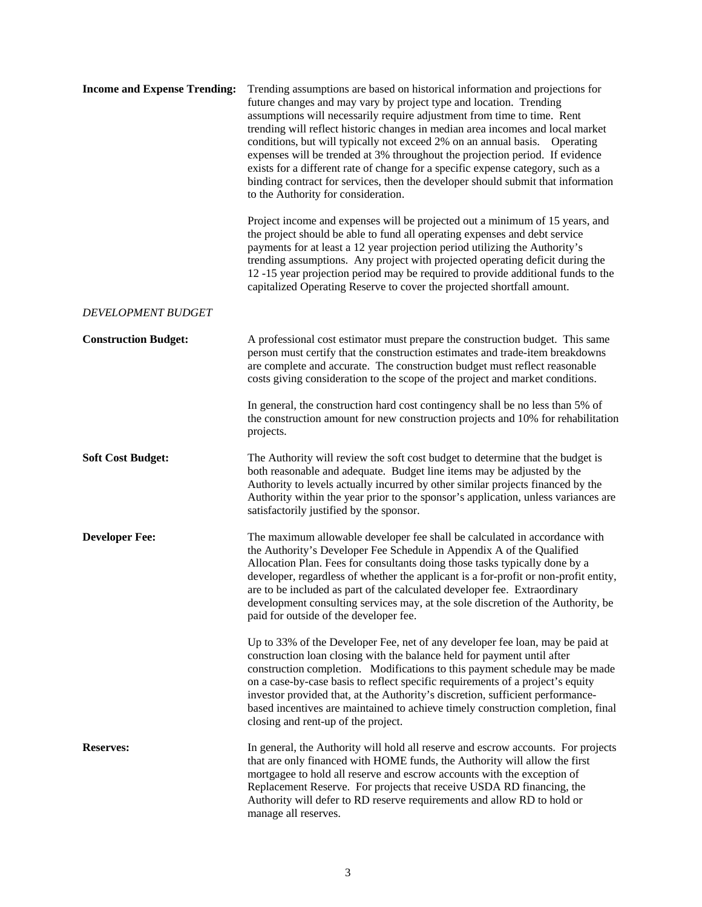**Income and Expense Trending:** Trending assumptions are based on historical information and projections for future changes and may vary by project type and location. Trending assumptions will necessarily require adjustment from time to time. Rent trending will reflect historic changes in median area incomes and local market conditions, but will typically not exceed 2% on an annual basis. Operating expenses will be trended at 3% throughout the projection period. If evidence exists for a different rate of change for a specific expense category, such as a binding contract for services, then the developer should submit that information to the Authority for consideration.

Project income and expenses will be projected out a minimum of 15 years, and the project should be able to fund all operating expenses and debt service payments for at least a 12 year projection period utilizing the Authority's trending assumptions. Any project with projected operating deficit during the 12 -15 year projection period may be required to provide additional funds to the capitalized Operating Reserve to cover the projected shortfall amount.

*DEVELOPMENT BUDGET*

**Construction Budget:** A professional cost estimator must prepare the construction budget. This same person must certify that the construction estimates and trade-item breakdowns are complete and accurate. The construction budget must reflect reasonable costs giving consideration to the scope of the project and market conditions.

In general, the construction hard cost contingency shall be no less than 5% of the construction amount for new construction projects and 10% for rehabilitation projects.

**Soft Cost Budget:** The Authority will review the soft cost budget to determine that the budget is both reasonable and adequate. Budget line items may be adjusted by the Authority to levels actually incurred by other similar projects financed by the Authority within the year prior to the sponsor's application, unless variances are satisfactorily justified by the sponsor.

**Developer Fee:** The maximum allowable developer fee shall be calculated in accordance with the Authority's Developer Fee Schedule in Appendix A of the Qualified Allocation Plan. Fees for consultants doing those tasks typically done by a developer, regardless of whether the applicant is a for-profit or non-profit entity, are to be included as part of the calculated developer fee. Extraordinary development consulting services may, at the sole discretion of the Authority, be paid for outside of the developer fee.

Up to 33% of the Developer Fee, net of any developer fee loan, may be paid at construction loan closing with the balance held for payment until after construction completion. Modifications to this payment schedule may be made on a case-by-case basis to reflect specific requirements of a project's equity investor provided that, at the Authority's discretion, sufficient performance-based incentives are maintained to achieve timely construction completion, final closing and rent-up of the project.

**Reserves:** In general, the Authority will hold all reserve and escrow accounts. For projects that are only financed with HOME funds, the Authority will allow the first mortgagee to hold all reserve and escrow accounts with the exception of Replacement Reserve. For projects that receive USDA RD financing, the Authority will defer to RD reserve requirements and allow RD to hold or manage all reserves.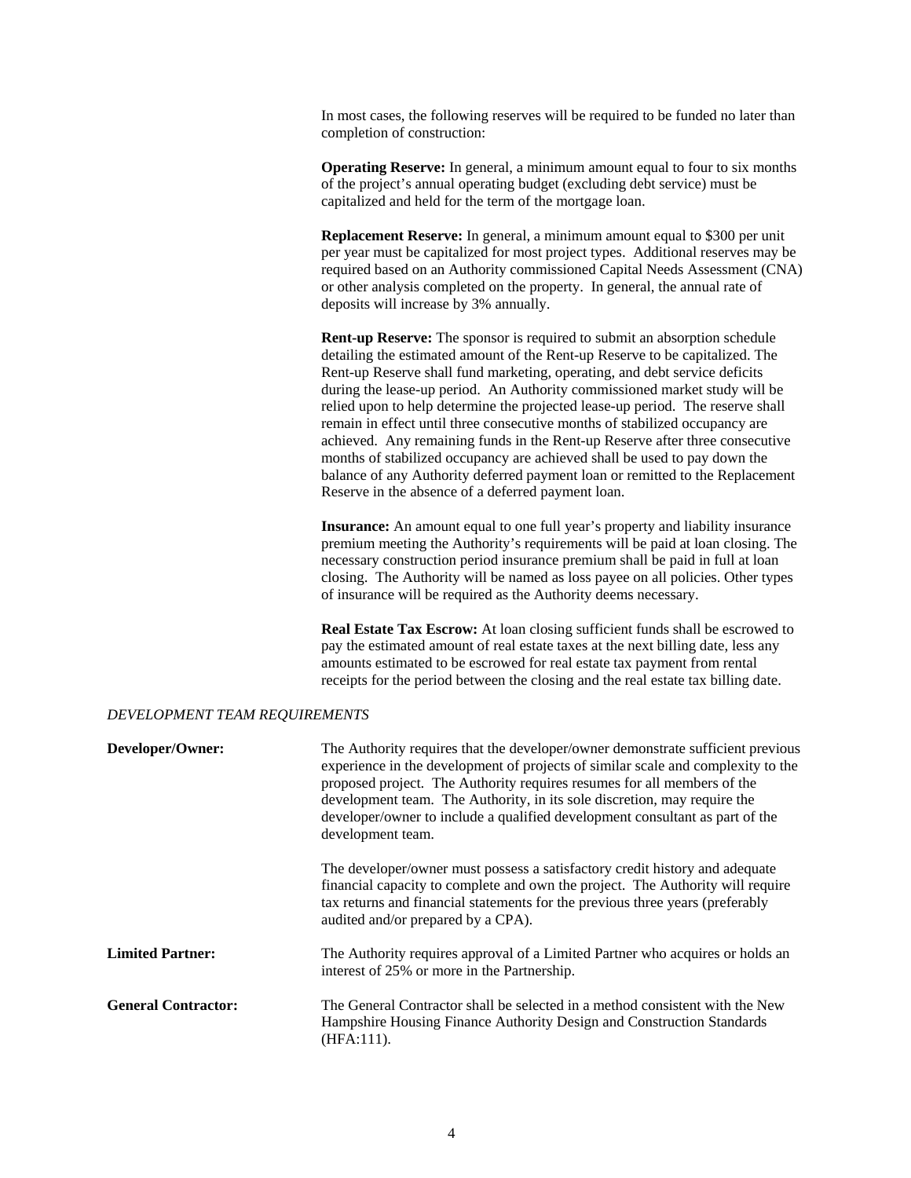In most cases, the following reserves will be required to be funded no later than completion of construction:

**Operating Reserve:** In general, a minimum amount equal to four to six months of the project's annual operating budget (excluding debt service) must be capitalized and held for the term of the mortgage loan.

**Replacement Reserve:** In general, a minimum amount equal to $300 per unit per year must be capitalized for most project types. Additional reserves may be required based on an Authority commissioned Capital Needs Assessment (CNA) or other analysis completed on the property. In general, the annual rate of deposits will increase by 3% annually.

**Rent-up Reserve:** The sponsor is required to submit an absorption schedule detailing the estimated amount of the Rent-up Reserve to be capitalized. The Rent-up Reserve shall fund marketing, operating, and debt service deficits during the lease-up period. An Authority commissioned market study will be relied upon to help determine the projected lease-up period. The reserve shall remain in effect until three consecutive months of stabilized occupancy are achieved. Any remaining funds in the Rent-up Reserve after three consecutive months of stabilized occupancy are achieved shall be used to pay down the balance of any Authority deferred payment loan or remitted to the Replacement Reserve in the absence of a deferred payment loan.

**Insurance:** An amount equal to one full year's property and liability insurance premium meeting the Authority's requirements will be paid at loan closing. The necessary construction period insurance premium shall be paid in full at loan closing. The Authority will be named as loss payee on all policies. Other types of insurance will be required as the Authority deems necessary.

**Real Estate Tax Escrow:** At loan closing sufficient funds shall be escrowed to pay the estimated amount of real estate taxes at the next billing date, less any amounts estimated to be escrowed for real estate tax payment from rental receipts for the period between the closing and the real estate tax billing date.

*DEVELOPMENT TEAM REQUIREMENTS*

**Developer/Owner:** The Authority requires that the developer/owner demonstrate sufficient previous experience in the development of projects of similar scale and complexity to the proposed project. The Authority requires resumes for all members of the development team. The Authority, in its sole discretion, may require the developer/owner to include a qualified development consultant as part of the development team.

The developer/owner must possess a satisfactory credit history and adequate financial capacity to complete and own the project. The Authority will require tax returns and financial statements for the previous three years (preferably audited and/or prepared by a CPA).

**Limited Partner:** The Authority requires approval of a Limited Partner who acquires or holds an interest of 25% or more in the Partnership.

**General Contractor:** The General Contractor shall be selected in a method consistent with the New Hampshire Housing Finance Authority Design and Construction Standards (HFA:111).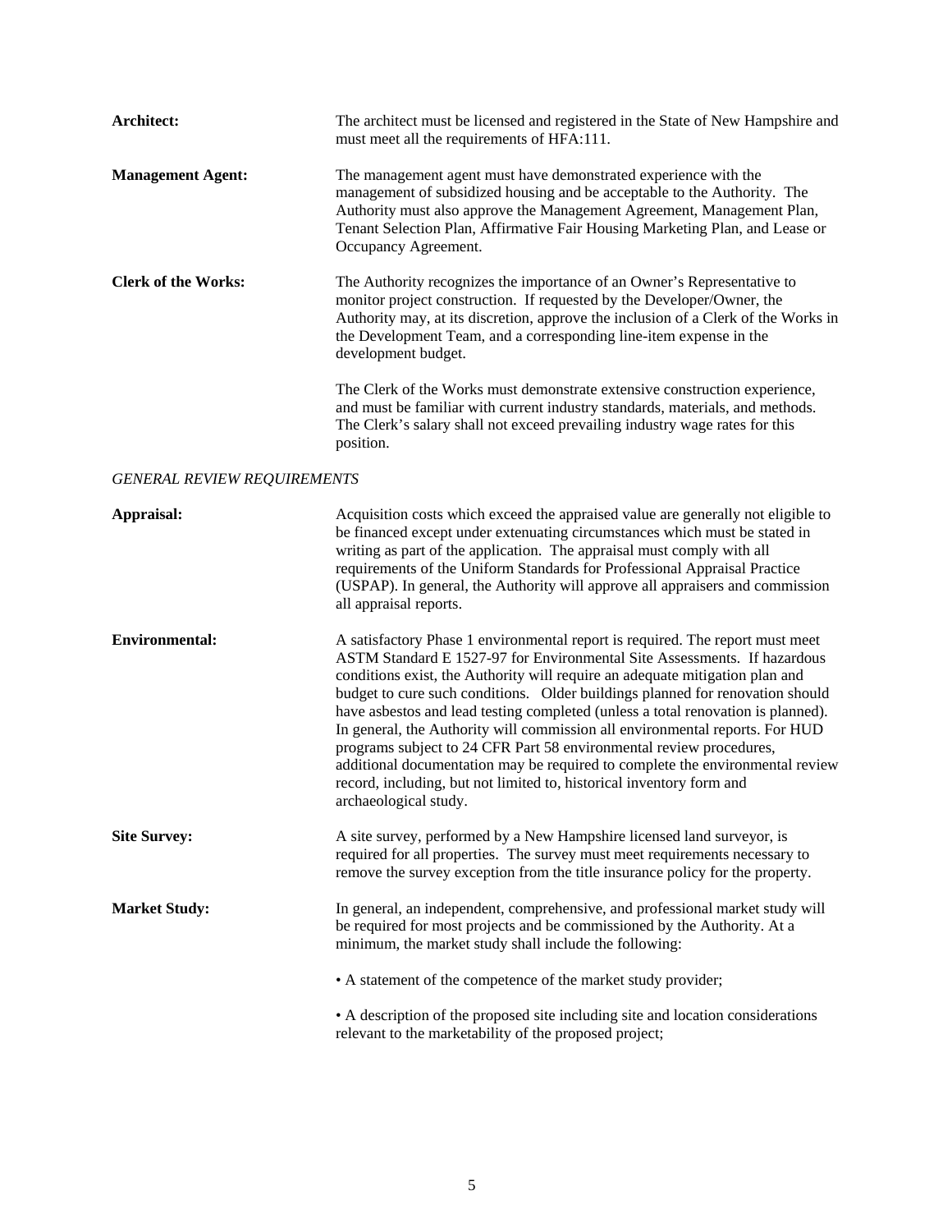**Architect:** The architect must be licensed and registered in the State of New Hampshire and must meet all the requirements of HFA:111.

**Management Agent:** The management agent must have demonstrated experience with the management of subsidized housing and be acceptable to the Authority. The Authority must also approve the Management Agreement, Management Plan, Tenant Selection Plan, Affirmative Fair Housing Marketing Plan, and Lease or Occupancy Agreement.

**Clerk of the Works:** The Authority recognizes the importance of an Owner's Representative to monitor project construction. If requested by the Developer/Owner, the Authority may, at its discretion, approve the inclusion of a Clerk of the Works in the Development Team, and a corresponding line-item expense in the development budget.

The Clerk of the Works must demonstrate extensive construction experience, and must be familiar with current industry standards, materials, and methods. The Clerk's salary shall not exceed prevailing industry wage rates for this position.

*GENERAL REVIEW REQUIREMENTS*

**Appraisal:** Acquisition costs which exceed the appraised value are generally not eligible to be financed except under extenuating circumstances which must be stated in writing as part of the application. The appraisal must comply with all requirements of the Uniform Standards for Professional Appraisal Practice (USPAP). In general, the Authority will approve all appraisers and commission all appraisal reports.

**Environmental:** A satisfactory Phase 1 environmental report is required. The report must meet ASTM Standard E 1527-97 for Environmental Site Assessments. If hazardous conditions exist, the Authority will require an adequate mitigation plan and budget to cure such conditions. Older buildings planned for renovation should have asbestos and lead testing completed (unless a total renovation is planned). In general, the Authority will commission all environmental reports. For HUD programs subject to 24 CFR Part 58 environmental review procedures, additional documentation may be required to complete the environmental review record, including, but not limited to, historical inventory form and archaeological study.

**Site Survey:** A site survey, performed by a New Hampshire licensed land surveyor, is required for all properties. The survey must meet requirements necessary to remove the survey exception from the title insurance policy for the property.

**Market Study:** In general, an independent, comprehensive, and professional market study will be required for most projects and be commissioned by the Authority. At a minimum, the market study shall include the following:

- A statement of the competence of the market study provider;
- A description of the proposed site including site and location considerations relevant to the marketability of the proposed project;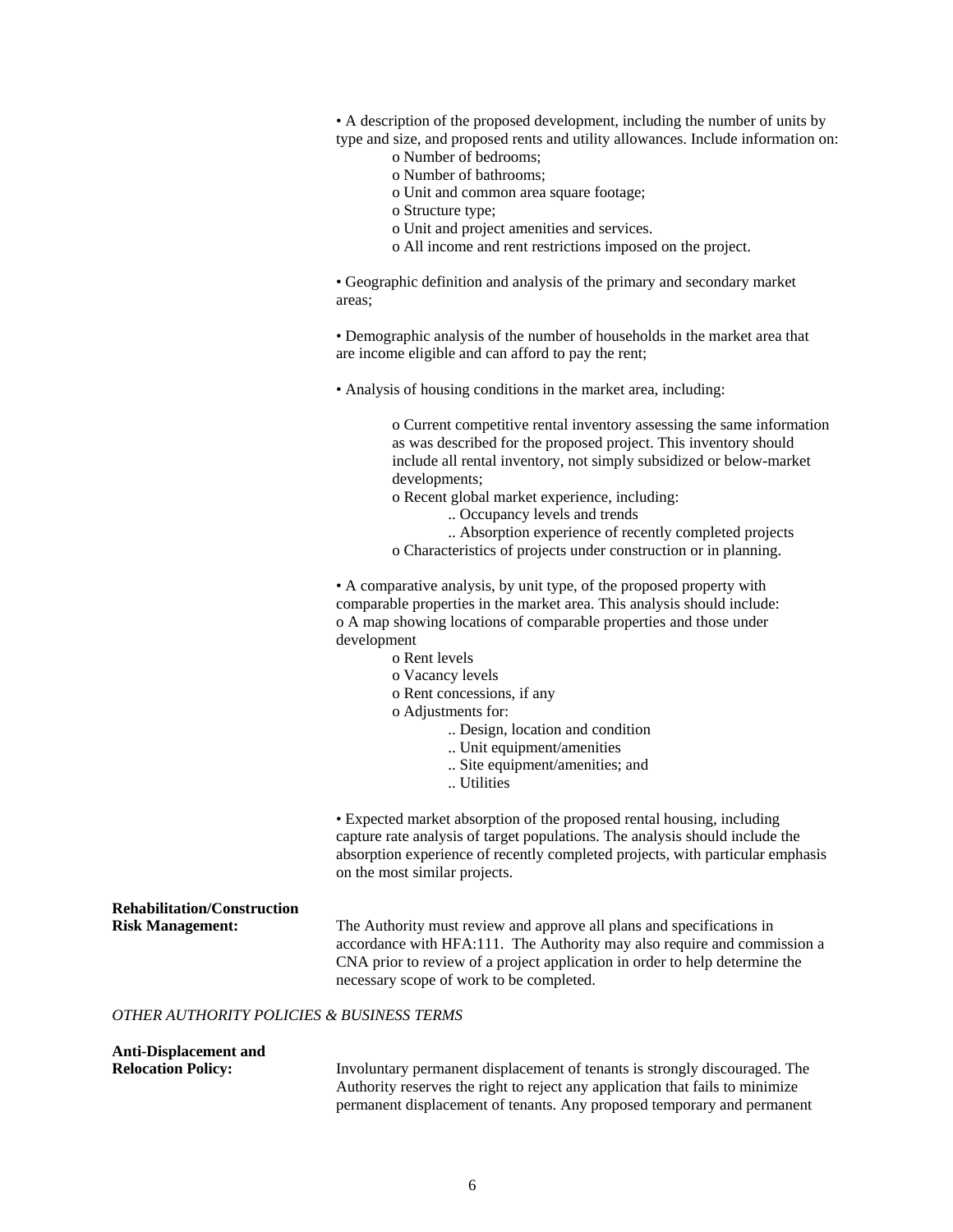- A description of the proposed development, including the number of units by type and size, and proposed rents and utility allowances. Include information on:
    - Number of bedrooms;
    - Number of bathrooms;
    - Unit and common area square footage;
    - Structure type;
    - Unit and project amenities and services.
    - All income and rent restrictions imposed on the project.

- Geographic definition and analysis of the primary and secondary market areas;

- Demographic analysis of the number of households in the market area that are income eligible and can afford to pay the rent;

- Analysis of housing conditions in the market area, including:

    - Current competitive rental inventory assessing the same information as was described for the proposed project. This inventory should include all rental inventory, not simply subsidized or below-market developments;
    - Recent global market experience, including:
        - Occupancy levels and trends
        - Absorption experience of recently completed projects
    - Characteristics of projects under construction or in planning.

- A comparative analysis, by unit type, of the proposed property with comparable properties in the market area. This analysis should include:
    - A map showing locations of comparable properties and those under development
    - Rent levels
    - Vacancy levels
    - Rent concessions, if any
    - Adjustments for:
        - Design, location and condition
        - Unit equipment/amenities
        - Site equipment/amenities; and
        - Utilities

- Expected market absorption of the proposed rental housing, including capture rate analysis of target populations. The analysis should include the absorption experience of recently completed projects, with particular emphasis on the most similar projects.

**Rehabilitation/Construction Risk Management:** The Authority must review and approve all plans and specifications in accordance with HFA:111. The Authority may also require and commission a CNA prior to review of a project application in order to help determine the necessary scope of work to be completed.

*OTHER AUTHORITY POLICIES & BUSINESS TERMS*

**Anti-Displacement and Relocation Policy:** Involuntary permanent displacement of tenants is strongly discouraged. The Authority reserves the right to reject any application that fails to minimize permanent displacement of tenants. Any proposed temporary and permanent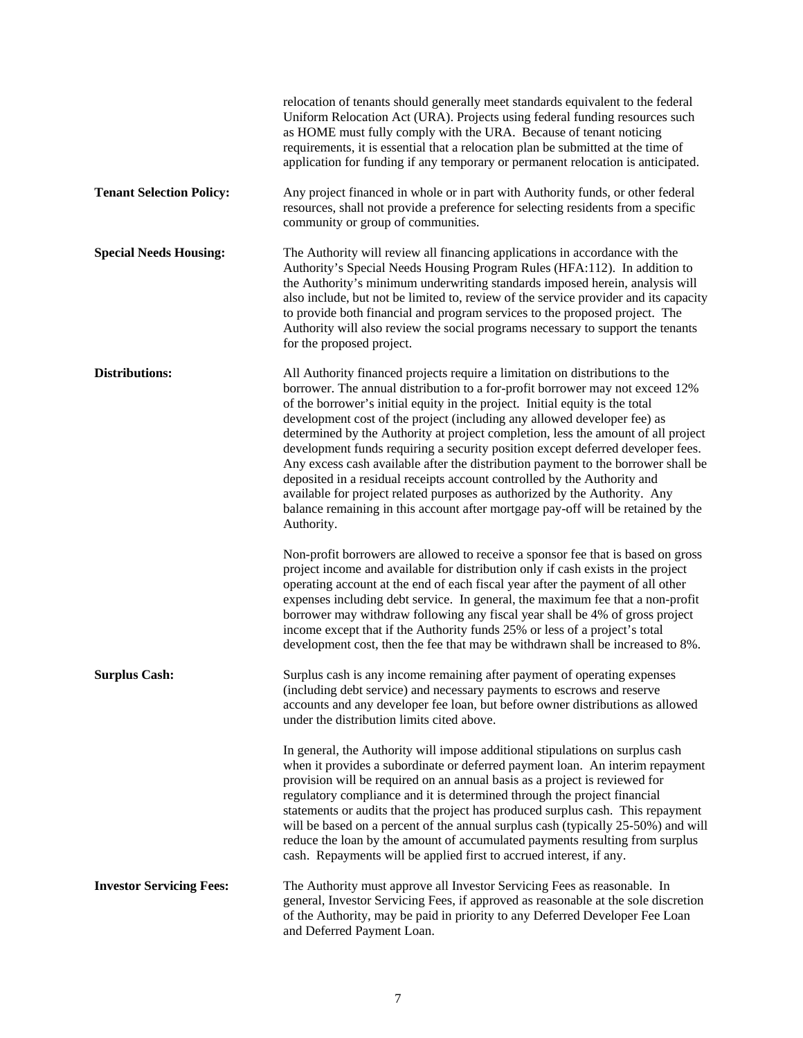relocation of tenants should generally meet standards equivalent to the federal Uniform Relocation Act (URA). Projects using federal funding resources such as HOME must fully comply with the URA. Because of tenant noticing requirements, it is essential that a relocation plan be submitted at the time of application for funding if any temporary or permanent relocation is anticipated.

**Tenant Selection Policy:** Any project financed in whole or in part with Authority funds, or other federal resources, shall not provide a preference for selecting residents from a specific community or group of communities.

**Special Needs Housing:** The Authority will review all financing applications in accordance with the Authority's Special Needs Housing Program Rules (HFA:112). In addition to the Authority's minimum underwriting standards imposed herein, analysis will also include, but not be limited to, review of the service provider and its capacity to provide both financial and program services to the proposed project. The Authority will also review the social programs necessary to support the tenants for the proposed project.

**Distributions:** All Authority financed projects require a limitation on distributions to the borrower. The annual distribution to a for-profit borrower may not exceed 12% of the borrower's initial equity in the project. Initial equity is the total development cost of the project (including any allowed developer fee) as determined by the Authority at project completion, less the amount of all project development funds requiring a security position except deferred developer fees. Any excess cash available after the distribution payment to the borrower shall be deposited in a residual receipts account controlled by the Authority and available for project related purposes as authorized by the Authority. Any balance remaining in this account after mortgage pay-off will be retained by the Authority.

Non-profit borrowers are allowed to receive a sponsor fee that is based on gross project income and available for distribution only if cash exists in the project operating account at the end of each fiscal year after the payment of all other expenses including debt service. In general, the maximum fee that a non-profit borrower may withdraw following any fiscal year shall be 4% of gross project income except that if the Authority funds 25% or less of a project's total development cost, then the fee that may be withdrawn shall be increased to 8%.

**Surplus Cash:** Surplus cash is any income remaining after payment of operating expenses (including debt service) and necessary payments to escrows and reserve accounts and any developer fee loan, but before owner distributions as allowed under the distribution limits cited above.

In general, the Authority will impose additional stipulations on surplus cash when it provides a subordinate or deferred payment loan. An interim repayment provision will be required on an annual basis as a project is reviewed for regulatory compliance and it is determined through the project financial statements or audits that the project has produced surplus cash. This repayment will be based on a percent of the annual surplus cash (typically 25-50%) and will reduce the loan by the amount of accumulated payments resulting from surplus cash. Repayments will be applied first to accrued interest, if any.

**Investor Servicing Fees:** The Authority must approve all Investor Servicing Fees as reasonable. In general, Investor Servicing Fees, if approved as reasonable at the sole discretion of the Authority, may be paid in priority to any Deferred Developer Fee Loan and Deferred Payment Loan.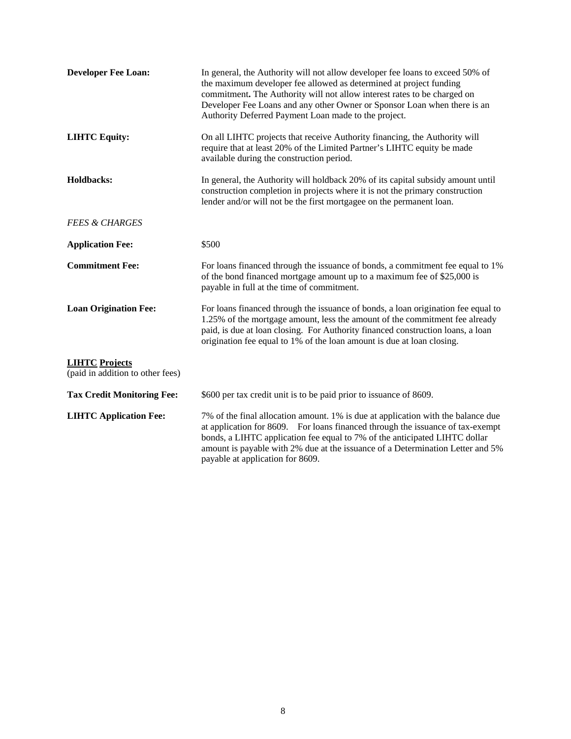**Developer Fee Loan:** In general, the Authority will not allow developer fee loans to exceed 50% of the maximum developer fee allowed as determined at project funding commitment**.** The Authority will not allow interest rates to be charged on Developer Fee Loans and any other Owner or Sponsor Loan when there is an Authority Deferred Payment Loan made to the project.

**LIHTC Equity:** On all LIHTC projects that receive Authority financing, the Authority will require that at least 20% of the Limited Partner's LIHTC equity be made available during the construction period.

**Holdbacks:** In general, the Authority will holdback 20% of its capital subsidy amount until construction completion in projects where it is not the primary construction lender and/or will not be the first mortgagee on the permanent loan.

*FEES & CHARGES*

**Application Fee:** $500

**Commitment Fee:** For loans financed through the issuance of bonds, a commitment fee equal to 1% of the bond financed mortgage amount up to a maximum fee of $25,000 is payable in full at the time of commitment.

**Loan Origination Fee:** For loans financed through the issuance of bonds, a loan origination fee equal to 1.25% of the mortgage amount, less the amount of the commitment fee already paid, is due at loan closing. For Authority financed construction loans, a loan origination fee equal to 1% of the loan amount is due at loan closing.

**LIHTC Projects**
(paid in addition to other fees)

**Tax Credit Monitoring Fee:** $600 per tax credit unit is to be paid prior to issuance of 8609.

**LIHTC Application Fee:** 7% of the final allocation amount. 1% is due at application with the balance due at application for 8609. For loans financed through the issuance of tax-exempt bonds, a LIHTC application fee equal to 7% of the anticipated LIHTC dollar amount is payable with 2% due at the issuance of a Determination Letter and 5% payable at application for 8609.